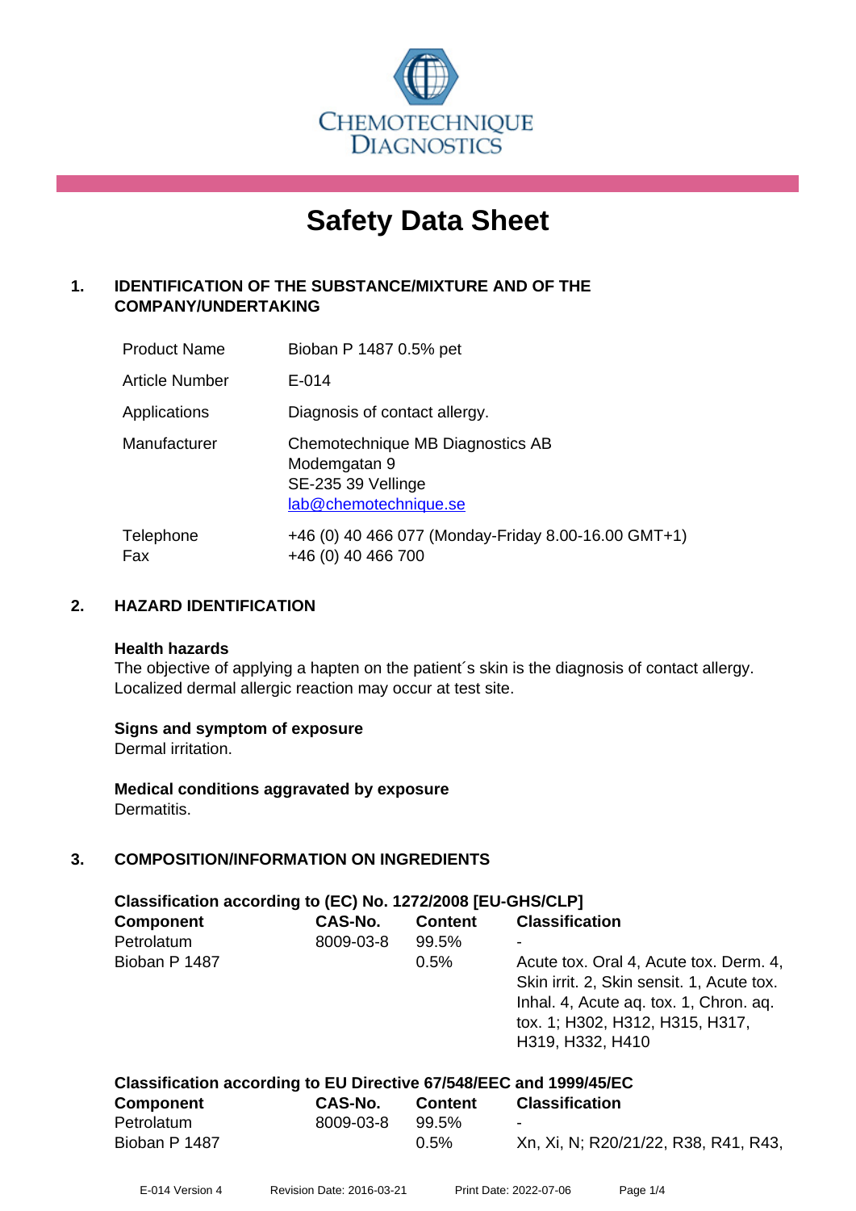CHEMOTECHNIQUE DIAGNOSTICS

# Safety Data Sheet

## 1. IDENTIFICATION OF THE SUBSTANCE/MIXTURE AND OF THE COMPANY/UNDERTAKING

| | |
|---|---|
| Product Name | Bioban P 1487 0.5% pet |
| Article Number | E-014 |
| Applications | Diagnosis of contact allergy. |
| Manufacturer | Chemotechnique MB Diagnostics AB<br>Modemgatan 9<br>SE-235 39 Vellinge<br>lab@chemotechnique.se |
| Telephone<br>Fax | +46 (0) 40 466 077 (Monday-Friday 8.00-16.00 GMT+1)<br>+46 (0) 40 466 700 |

## 2. HAZARD IDENTIFICATION

### Health hazards

The objective of applying a hapten on the patient´s skin is the diagnosis of contact allergy. Localized dermal allergic reaction may occur at test site.

### Signs and symptom of exposure

Dermal irritation.

### Medical conditions aggravated by exposure

Dermatitis.

## 3. COMPOSITION/INFORMATION ON INGREDIENTS

### Classification according to (EC) No. 1272/2008 [EU-GHS/CLP]

| Component | CAS-No. | Content | Classification |
|---|---|---|---|
| Petrolatum | 8009-03-8 | 99.5% | - |
| Bioban P 1487 | | 0.5% | Acute tox. Oral 4, Acute tox. Derm. 4, Skin irrit. 2, Skin sensit. 1, Acute tox. Inhal. 4, Acute aq. tox. 1, Chron. aq. tox. 1; H302, H312, H315, H317, H319, H332, H410 |

### Classification according to EU Directive 67/548/EEC and 1999/45/EC

| Component | CAS-No. | Content | Classification |
|---|---|---|---|
| Petrolatum | 8009-03-8 | 99.5% | - |
| Bioban P 1487 | | 0.5% | Xn, Xi, N; R20/21/22, R38, R41, R43, |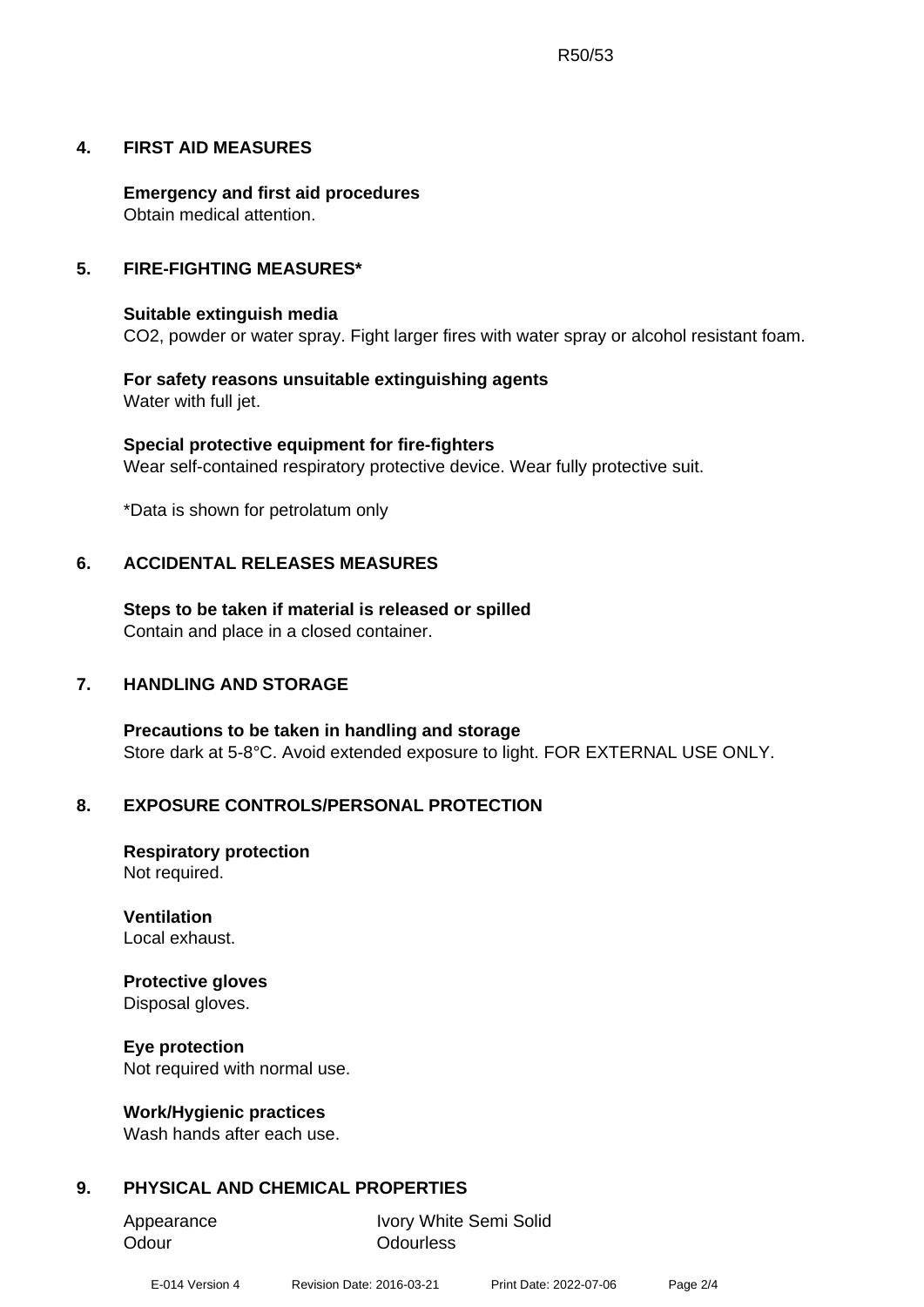R50/53

## 4. FIRST AID MEASURES

**Emergency and first aid procedures**
Obtain medical attention.

## 5. FIRE-FIGHTING MEASURES*

**Suitable extinguish media**
$CO_2$, powder or water spray. Fight larger fires with water spray or alcohol resistant foam.

**For safety reasons unsuitable extinguishing agents**
Water with full jet.

**Special protective equipment for fire-fighters**
Wear self-contained respiratory protective device. Wear fully protective suit.

*Data is shown for petrolatum only

## 6. ACCIDENTAL RELEASES MEASURES

**Steps to be taken if material is released or spilled**
Contain and place in a closed container.

## 7. HANDLING AND STORAGE

**Precautions to be taken in handling and storage**
Store dark at 5-8°C. Avoid extended exposure to light. FOR EXTERNAL USE ONLY.

## 8. EXPOSURE CONTROLS/PERSONAL PROTECTION

**Respiratory protection**
Not required.

**Ventilation**
Local exhaust.

**Protective gloves**
Disposal gloves.

**Eye protection**
Not required with normal use.

**Work/Hygienic practices**
Wash hands after each use.

## 9. PHYSICAL AND CHEMICAL PROPERTIES

| | |
|---|---|
| Appearance | Ivory White Semi Solid |
| Odour | Odourless |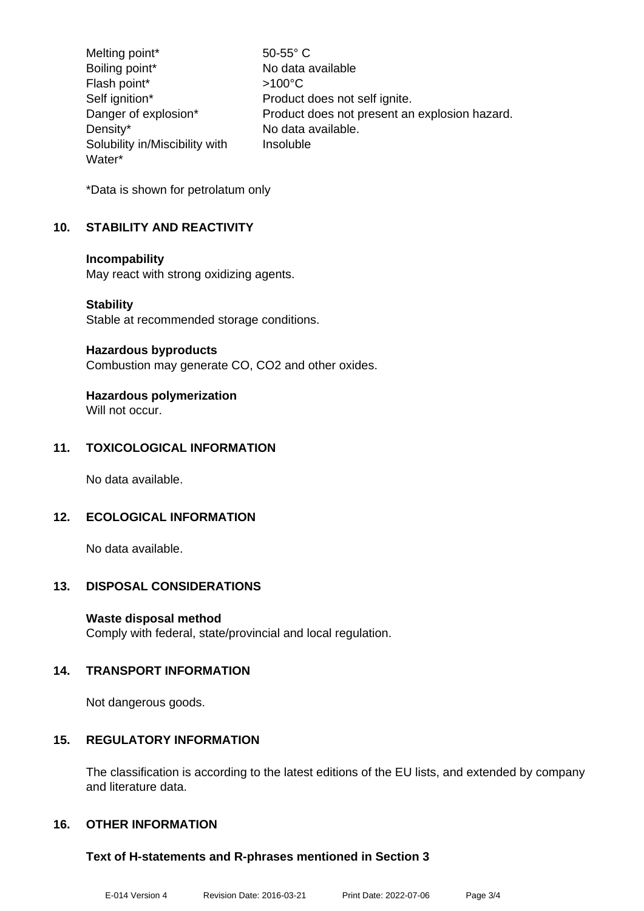| | |
|---|---|
| Melting point* | 50-55° C |
| Boiling point* | No data available |
| Flash point* | >100°C |
| Self ignition* | Product does not self ignite. |
| Danger of explosion* | Product does not present an explosion hazard. |
| Density* | No data available. |
| Solubility in/Miscibility with Water* | Insoluble |

*Data is shown for petrolatum only

## 10. STABILITY AND REACTIVITY

**Incompability**
May react with strong oxidizing agents.

**Stability**
Stable at recommended storage conditions.

**Hazardous byproducts**
Combustion may generate CO, $CO_2$ and other oxides.

**Hazardous polymerization**
Will not occur.

## 11. TOXICOLOGICAL INFORMATION

No data available.

## 12. ECOLOGICAL INFORMATION

No data available.

## 13. DISPOSAL CONSIDERATIONS

**Waste disposal method**
Comply with federal, state/provincial and local regulation.

## 14. TRANSPORT INFORMATION

Not dangerous goods.

## 15. REGULATORY INFORMATION

The classification is according to the latest editions of the EU lists, and extended by company and literature data.

## 16. OTHER INFORMATION

**Text of H-statements and R-phrases mentioned in Section 3**

E-014 Version 4 Revision Date: 2016-03-21 Print Date: 2022-07-06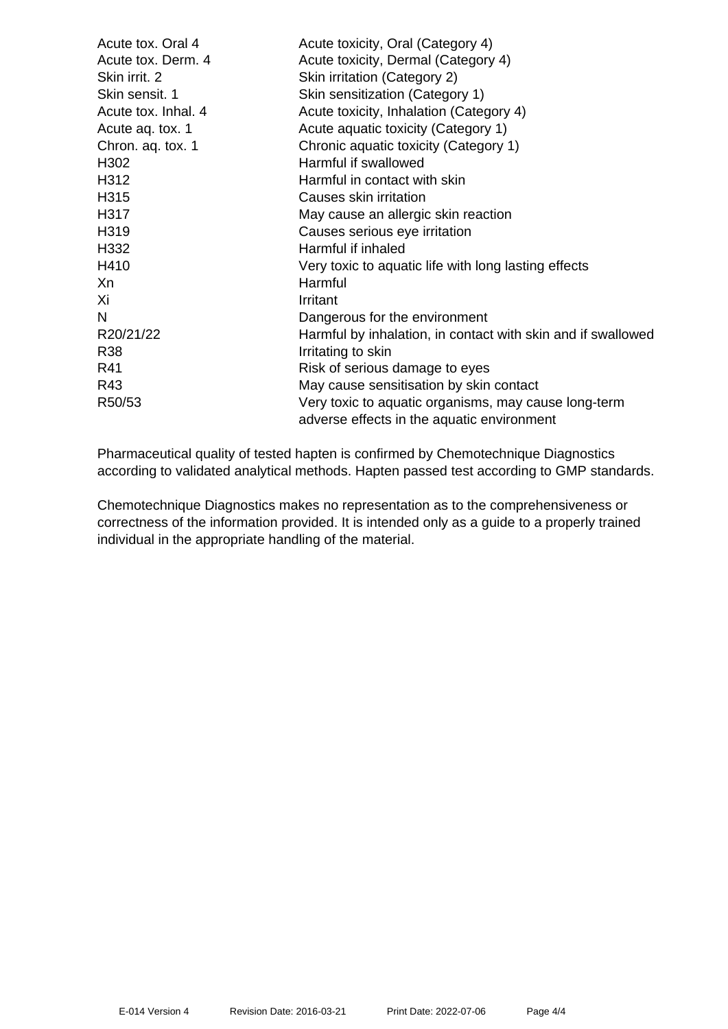| | |
|---|---|
| Acute tox. Oral 4 | Acute toxicity, Oral (Category 4) |
| Acute tox. Derm. 4 | Acute toxicity, Dermal (Category 4) |
| Skin irrit. 2 | Skin irritation (Category 2) |
| Skin sensit. 1 | Skin sensitization (Category 1) |
| Acute tox. Inhal. 4 | Acute toxicity, Inhalation (Category 4) |
| Acute aq. tox. 1 | Acute aquatic toxicity (Category 1) |
| Chron. aq. tox. 1 | Chronic aquatic toxicity (Category 1) |
| H302 | Harmful if swallowed |
| H312 | Harmful in contact with skin |
| H315 | Causes skin irritation |
| H317 | May cause an allergic skin reaction |
| H319 | Causes serious eye irritation |
| H332 | Harmful if inhaled |
| H410 | Very toxic to aquatic life with long lasting effects |
| Xn | Harmful |
| Xi | Irritant |
| N | Dangerous for the environment |
| R20/21/22 | Harmful by inhalation, in contact with skin and if swallowed |
| R38 | Irritating to skin |
| R41 | Risk of serious damage to eyes |
| R43 | May cause sensitisation by skin contact |
| R50/53 | Very toxic to aquatic organisms, may cause long-term adverse effects in the aquatic environment |

Pharmaceutical quality of tested hapten is confirmed by Chemotechnique Diagnostics according to validated analytical methods. Hapten passed test according to GMP standards.

Chemotechnique Diagnostics makes no representation as to the comprehensiveness or correctness of the information provided. It is intended only as a guide to a properly trained individual in the appropriate handling of the material.